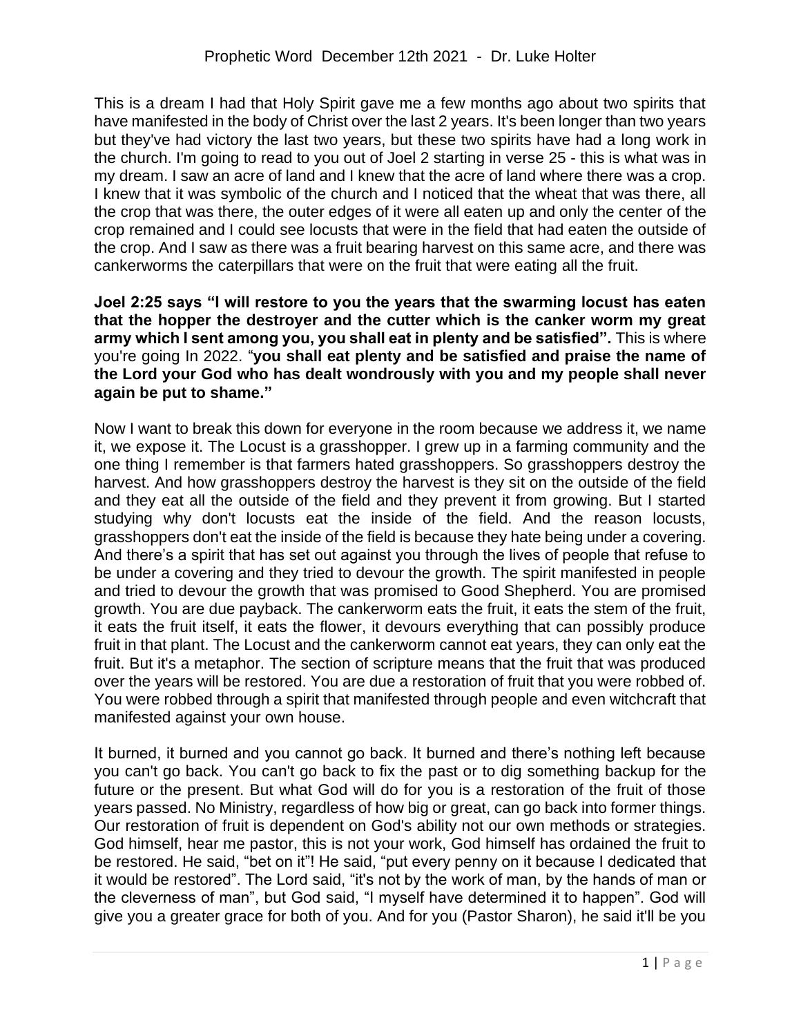# Prophetic Word December 12th 2021 - Dr. Luke Holter

This is a dream I had that Holy Spirit gave me a few months ago about two spirits that have manifested in the body of Christ over the last 2 years. It's been longer than two years but they've had victory the last two years, but these two spirits have had a long work in the church. I'm going to read to you out of Joel 2 starting in verse 25 - this is what was in my dream. I saw an acre of land and I knew that the acre of land where there was a crop. I knew that it was symbolic of the church and I noticed that the wheat that was there, all the crop that was there, the outer edges of it were all eaten up and only the center of the crop remained and I could see locusts that were in the field that had eaten the outside of the crop. And I saw as there was a fruit bearing harvest on this same acre, and there was cankerworms the caterpillars that were on the fruit that were eating all the fruit.

**Joel 2:25 says "I will restore to you the years that the swarming locust has eaten that the hopper the destroyer and the cutter which is the canker worm my great army which I sent among you, you shall eat in plenty and be satisfied".** This is where you're going In 2022. "**you shall eat plenty and be satisfied and praise the name of the Lord your God who has dealt wondrously with you and my people shall never again be put to shame."**

Now I want to break this down for everyone in the room because we address it, we name it, we expose it. The Locust is a grasshopper. I grew up in a farming community and the one thing I remember is that farmers hated grasshoppers. So grasshoppers destroy the harvest. And how grasshoppers destroy the harvest is they sit on the outside of the field and they eat all the outside of the field and they prevent it from growing. But I started studying why don't locusts eat the inside of the field. And the reason locusts, grasshoppers don't eat the inside of the field is because they hate being under a covering. And there's a spirit that has set out against you through the lives of people that refuse to be under a covering and they tried to devour the growth. The spirit manifested in people and tried to devour the growth that was promised to Good Shepherd. You are promised growth. You are due payback. The cankerworm eats the fruit, it eats the stem of the fruit, it eats the fruit itself, it eats the flower, it devours everything that can possibly produce fruit in that plant. The Locust and the cankerworm cannot eat years, they can only eat the fruit. But it's a metaphor. The section of scripture means that the fruit that was produced over the years will be restored. You are due a restoration of fruit that you were robbed of. You were robbed through a spirit that manifested through people and even witchcraft that manifested against your own house.

It burned, it burned and you cannot go back. It burned and there's nothing left because you can't go back. You can't go back to fix the past or to dig something backup for the future or the present. But what God will do for you is a restoration of the fruit of those years passed. No Ministry, regardless of how big or great, can go back into former things. Our restoration of fruit is dependent on God's ability not our own methods or strategies. God himself, hear me pastor, this is not your work, God himself has ordained the fruit to be restored. He said, "bet on it"! He said, "put every penny on it because I dedicated that it would be restored". The Lord said, "it's not by the work of man, by the hands of man or the cleverness of man", but God said, "I myself have determined it to happen". God will give you a greater grace for both of you. And for you (Pastor Sharon), he said it'll be you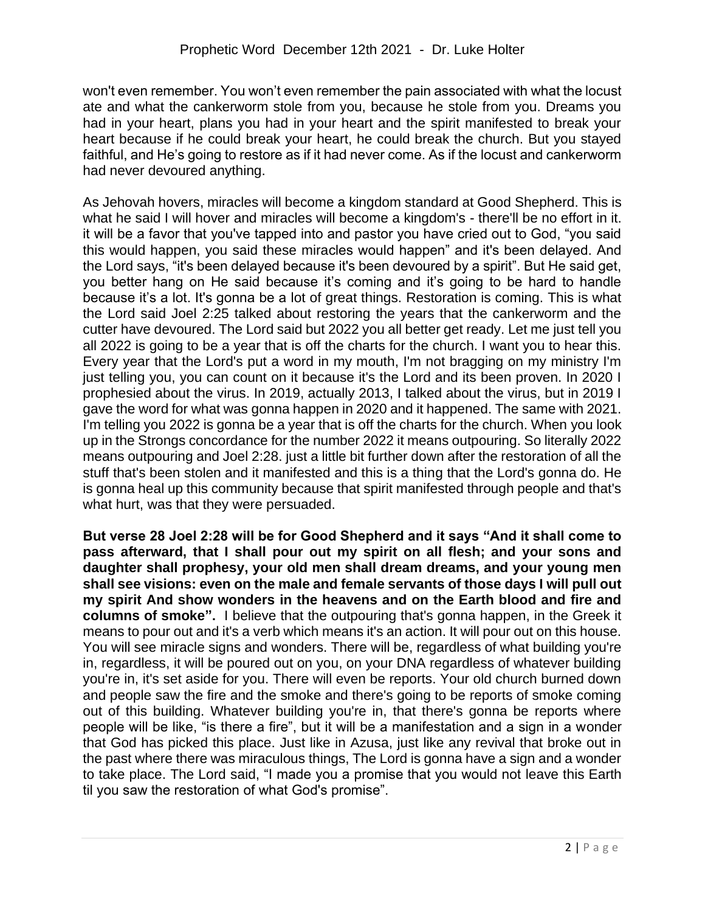won't even remember. You won't even remember the pain associated with what the locust ate and what the cankerworm stole from you, because he stole from you. Dreams you had in your heart, plans you had in your heart and the spirit manifested to break your heart because if he could break your heart, he could break the church. But you stayed faithful, and He's going to restore as if it had never come. As if the locust and cankerworm had never devoured anything.

As Jehovah hovers, miracles will become a kingdom standard at Good Shepherd. This is what he said I will hover and miracles will become a kingdom's - there'll be no effort in it. it will be a favor that you've tapped into and pastor you have cried out to God, "you said this would happen, you said these miracles would happen" and it's been delayed. And the Lord says, "it's been delayed because it's been devoured by a spirit". But He said get, you better hang on He said because it's coming and it's going to be hard to handle because it's a lot. It's gonna be a lot of great things. Restoration is coming. This is what the Lord said Joel 2:25 talked about restoring the years that the cankerworm and the cutter have devoured. The Lord said but 2022 you all better get ready. Let me just tell you all 2022 is going to be a year that is off the charts for the church. I want you to hear this. Every year that the Lord's put a word in my mouth, I'm not bragging on my ministry I'm just telling you, you can count on it because it's the Lord and its been proven. In 2020 I prophesied about the virus. In 2019, actually 2013, I talked about the virus, but in 2019 I gave the word for what was gonna happen in 2020 and it happened. The same with 2021. I'm telling you 2022 is gonna be a year that is off the charts for the church. When you look up in the Strongs concordance for the number 2022 it means outpouring. So literally 2022 means outpouring and Joel 2:28. just a little bit further down after the restoration of all the stuff that's been stolen and it manifested and this is a thing that the Lord's gonna do. He is gonna heal up this community because that spirit manifested through people and that's what hurt, was that they were persuaded.

**But verse 28 Joel 2:28 will be for Good Shepherd and it says "And it shall come to pass afterward, that I shall pour out my spirit on all flesh; and your sons and daughter shall prophesy, your old men shall dream dreams, and your young men shall see visions: even on the male and female servants of those days I will pull out my spirit And show wonders in the heavens and on the Earth blood and fire and columns of smoke".** I believe that the outpouring that's gonna happen, in the Greek it means to pour out and it's a verb which means it's an action. It will pour out on this house. You will see miracle signs and wonders. There will be, regardless of what building you're in, regardless, it will be poured out on you, on your DNA regardless of whatever building you're in, it's set aside for you. There will even be reports. Your old church burned down and people saw the fire and the smoke and there's going to be reports of smoke coming out of this building. Whatever building you're in, that there's gonna be reports where people will be like, "is there a fire", but it will be a manifestation and a sign in a wonder that God has picked this place. Just like in Azusa, just like any revival that broke out in the past where there was miraculous things, The Lord is gonna have a sign and a wonder to take place. The Lord said, "I made you a promise that you would not leave this Earth til you saw the restoration of what God's promise".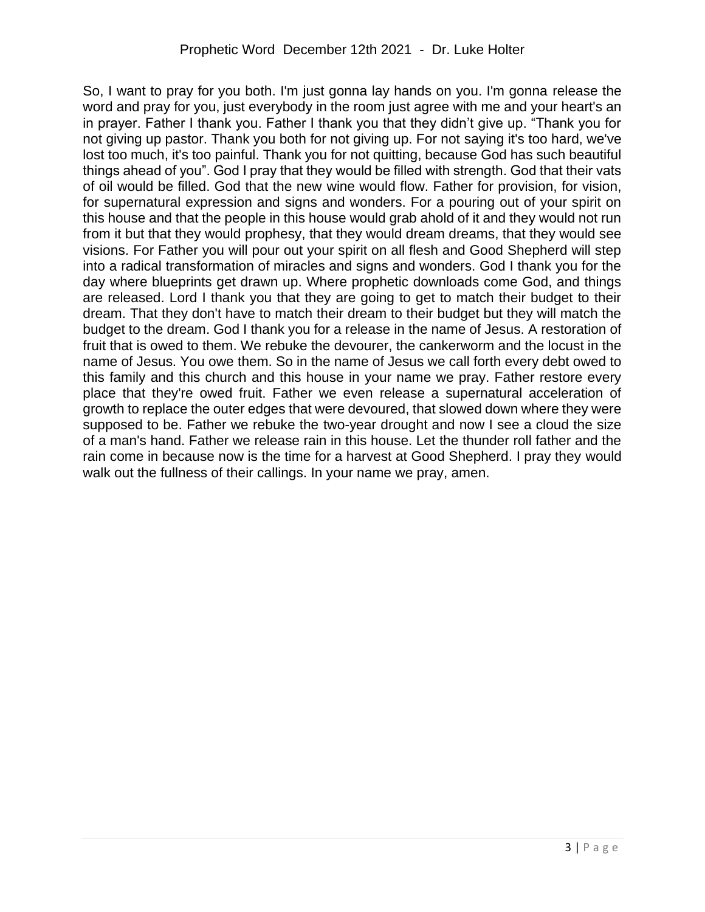So, I want to pray for you both. I'm just gonna lay hands on you. I'm gonna release the word and pray for you, just everybody in the room just agree with me and your heart's an in prayer. Father I thank you. Father I thank you that they didn't give up. "Thank you for not giving up pastor. Thank you both for not giving up. For not saying it's too hard, we've lost too much, it's too painful. Thank you for not quitting, because God has such beautiful things ahead of you". God I pray that they would be filled with strength. God that their vats of oil would be filled. God that the new wine would flow. Father for provision, for vision, for supernatural expression and signs and wonders. For a pouring out of your spirit on this house and that the people in this house would grab ahold of it and they would not run from it but that they would prophesy, that they would dream dreams, that they would see visions. For Father you will pour out your spirit on all flesh and Good Shepherd will step into a radical transformation of miracles and signs and wonders. God I thank you for the day where blueprints get drawn up. Where prophetic downloads come God, and things are released. Lord I thank you that they are going to get to match their budget to their dream. That they don't have to match their dream to their budget but they will match the budget to the dream. God I thank you for a release in the name of Jesus. A restoration of fruit that is owed to them. We rebuke the devourer, the cankerworm and the locust in the name of Jesus. You owe them. So in the name of Jesus we call forth every debt owed to this family and this church and this house in your name we pray. Father restore every place that they're owed fruit. Father we even release a supernatural acceleration of growth to replace the outer edges that were devoured, that slowed down where they were supposed to be. Father we rebuke the two-year drought and now I see a cloud the size of a man's hand. Father we release rain in this house. Let the thunder roll father and the rain come in because now is the time for a harvest at Good Shepherd. I pray they would walk out the fullness of their callings. In your name we pray, amen.